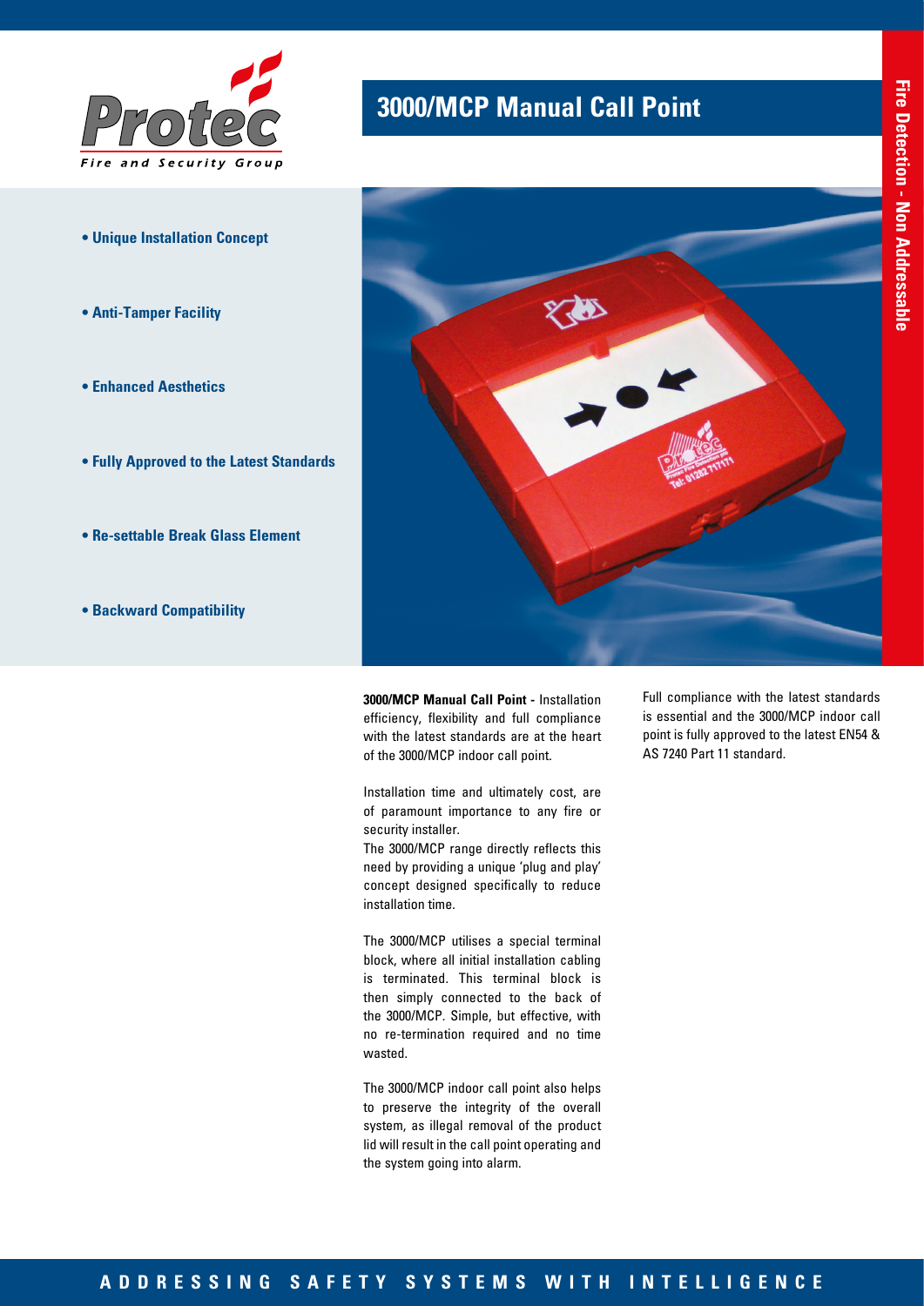# 3000/MCP Manual Call Point

Fire Detection - Non Addressable

- **Unique Installation Concept**
- **Anti-Tamper Facility**
- **Enhanced Aesthetics**
- **Fully Approved to the Latest Standards**
- **Re-settable Break Glass Element**
- **Backward Compatibility**

**3000/MCP Manual Call Point -** Installation efficiency, flexibility and full compliance with the latest standards are at the heart of the 3000/MCP indoor call point.

Installation time and ultimately cost, are of paramount importance to any fire or security installer.

The 3000/MCP range directly reflects this need by providing a unique 'plug and play' concept designed specifically to reduce installation time.

The 3000/MCP utilises a special terminal block, where all initial installation cabling is terminated. This terminal block is then simply connected to the back of the 3000/MCP. Simple, but effective, with no re-termination required and no time wasted.

The 3000/MCP indoor call point also helps to preserve the integrity of the overall system, as illegal removal of the product lid will result in the call point operating and the system going into alarm.

Full compliance with the latest standards is essential and the 3000/MCP indoor call point is fully approved to the latest EN54 & AS 7240 Part 11 standard.

ADDRESSING SAFETY SYSTEMS WITH INTELLIGENCE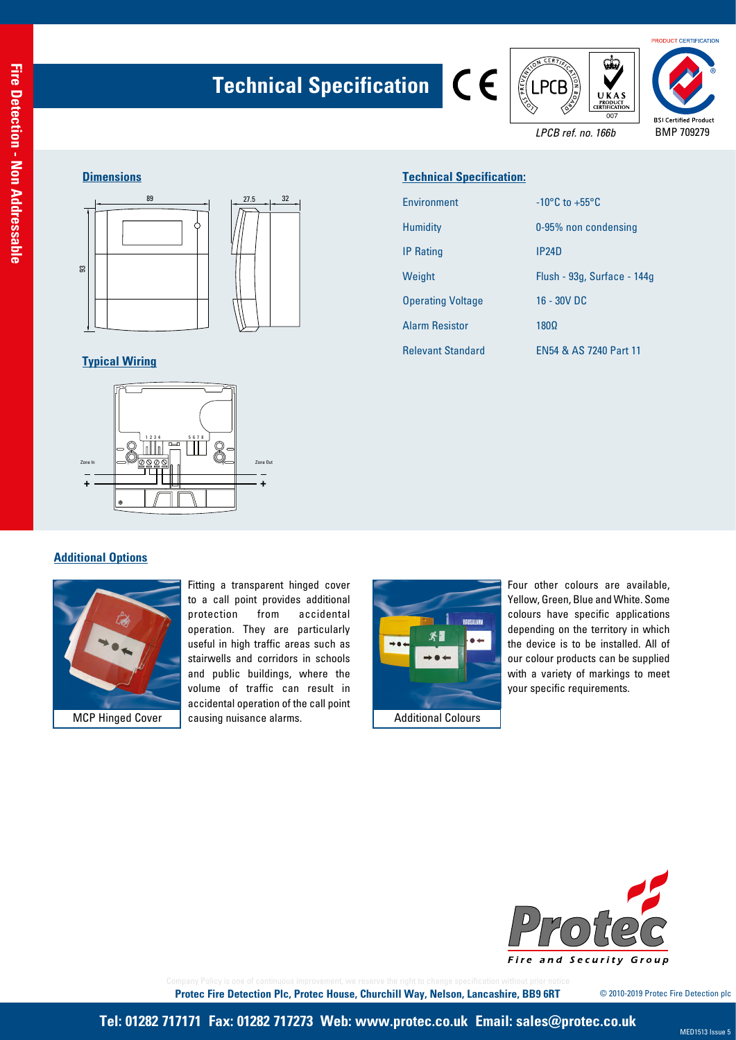# Technical Specification

LPCB ref. no. 166b

BSI Certified Product
BMP 709279

## Dimensions

89
93
27.5
32

## Typical Wiring

1 2 3 4
5 6 7 8
Zone In
Zone Out
+
+

## Technical Specification:

| | |
|---|---|
| Environment | -10°C to +55°C |
| Humidity | 0-95% non condensing |
| IP Rating | IP24D |
| Weight | Flush - 93g, Surface - 144g |
| Operating Voltage | 16 - 30V DC |
| Alarm Resistor | 180Ω |
| Relevant Standard | EN54 & AS 7240 Part 11 |

## Additional Options

MCP Hinged Cover

Fitting a transparent hinged cover to a call point provides additional protection from accidental operation. They are particularly useful in high traffic areas such as stairwells and corridors in schools and public buildings, where the volume of traffic can result in accidental operation of the call point causing nuisance alarms.

Additional Colours

Four other colours are available, Yellow, Green, Blue and White. Some colours have specific applications depending on the territory in which the device is to be installed. All of our colour products can be supplied with a variety of markings to meet your specific requirements.

Company Policy is one of continuous improvement, we reserve the right to change specification without prior notice

**Protec Fire Detection Plc, Protec House, Churchill Way, Nelson, Lancashire, BB9 6RT**

© 2010-2019 Protec Fire Detection plc

**Tel: 01282 717171 Fax: 01282 717273 Web: www.protec.co.uk Email: sales@protec.co.uk**

MED1513 Issue 5